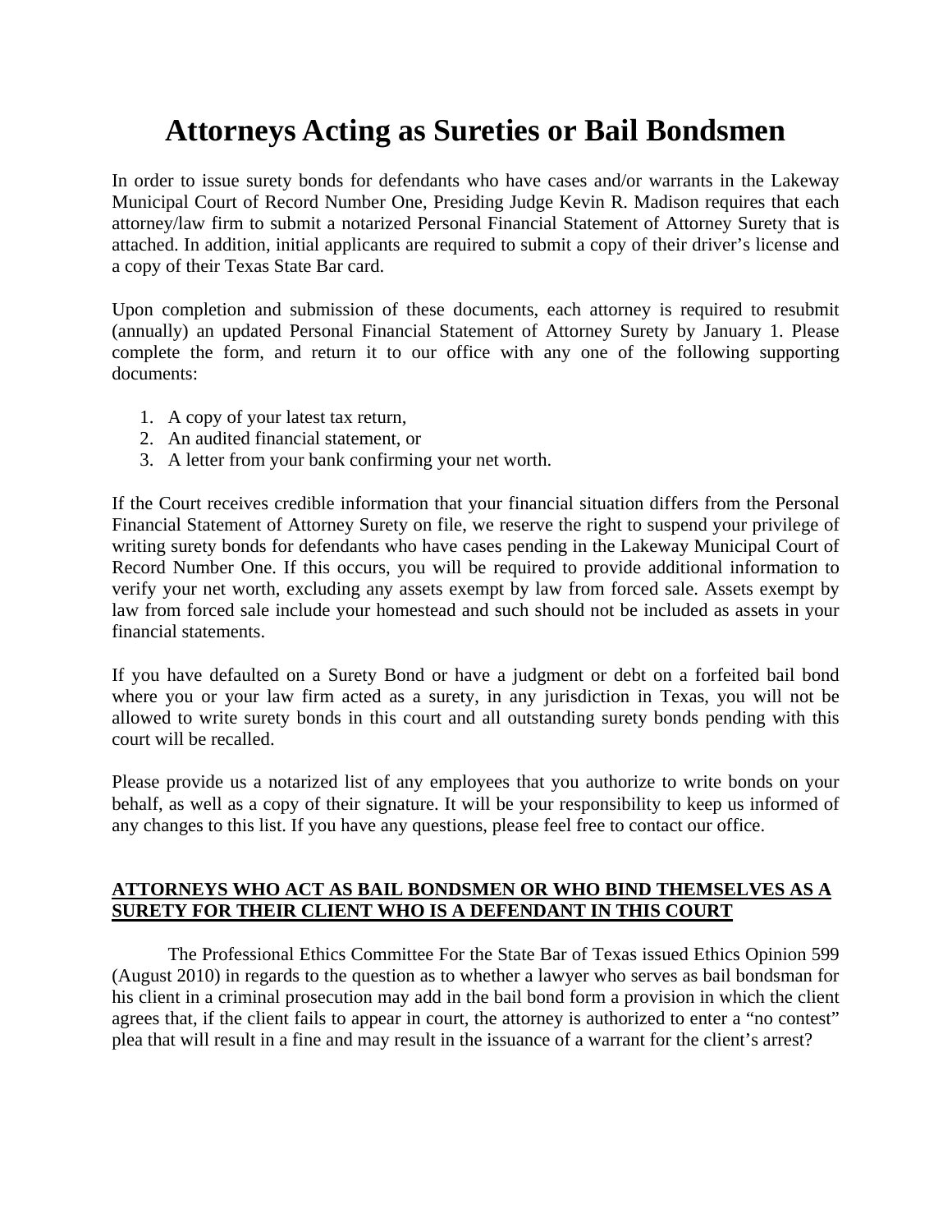# Attorneys Acting as Sureties or Bail Bondsmen

In order to issue surety bonds for defendants who have cases and/or warrants in the Lakeway Municipal Court of Record Number One, Presiding Judge Kevin R. Madison requires that each attorney/law firm to submit a notarized Personal Financial Statement of Attorney Surety that is attached. In addition, initial applicants are required to submit a copy of their driver's license and a copy of their Texas State Bar card.

Upon completion and submission of these documents, each attorney is required to resubmit (annually) an updated Personal Financial Statement of Attorney Surety by January 1. Please complete the form, and return it to our office with any one of the following supporting documents:

1. A copy of your latest tax return,
2. An audited financial statement, or
3. A letter from your bank confirming your net worth.

If the Court receives credible information that your financial situation differs from the Personal Financial Statement of Attorney Surety on file, we reserve the right to suspend your privilege of writing surety bonds for defendants who have cases pending in the Lakeway Municipal Court of Record Number One. If this occurs, you will be required to provide additional information to verify your net worth, excluding any assets exempt by law from forced sale. Assets exempt by law from forced sale include your homestead and such should not be included as assets in your financial statements.

If you have defaulted on a Surety Bond or have a judgment or debt on a forfeited bail bond where you or your law firm acted as a surety, in any jurisdiction in Texas, you will not be allowed to write surety bonds in this court and all outstanding surety bonds pending with this court will be recalled.

Please provide us a notarized list of any employees that you authorize to write bonds on your behalf, as well as a copy of their signature. It will be your responsibility to keep us informed of any changes to this list. If you have any questions, please feel free to contact our office.

**ATTORNEYS WHO ACT AS BAIL BONDSMEN OR WHO BIND THEMSELVES AS A SURETY FOR THEIR CLIENT WHO IS A DEFENDANT IN THIS COURT**

The Professional Ethics Committee For the State Bar of Texas issued Ethics Opinion 599 (August 2010) in regards to the question as to whether a lawyer who serves as bail bondsman for his client in a criminal prosecution may add in the bail bond form a provision in which the client agrees that, if the client fails to appear in court, the attorney is authorized to enter a "no contest" plea that will result in a fine and may result in the issuance of a warrant for the client's arrest?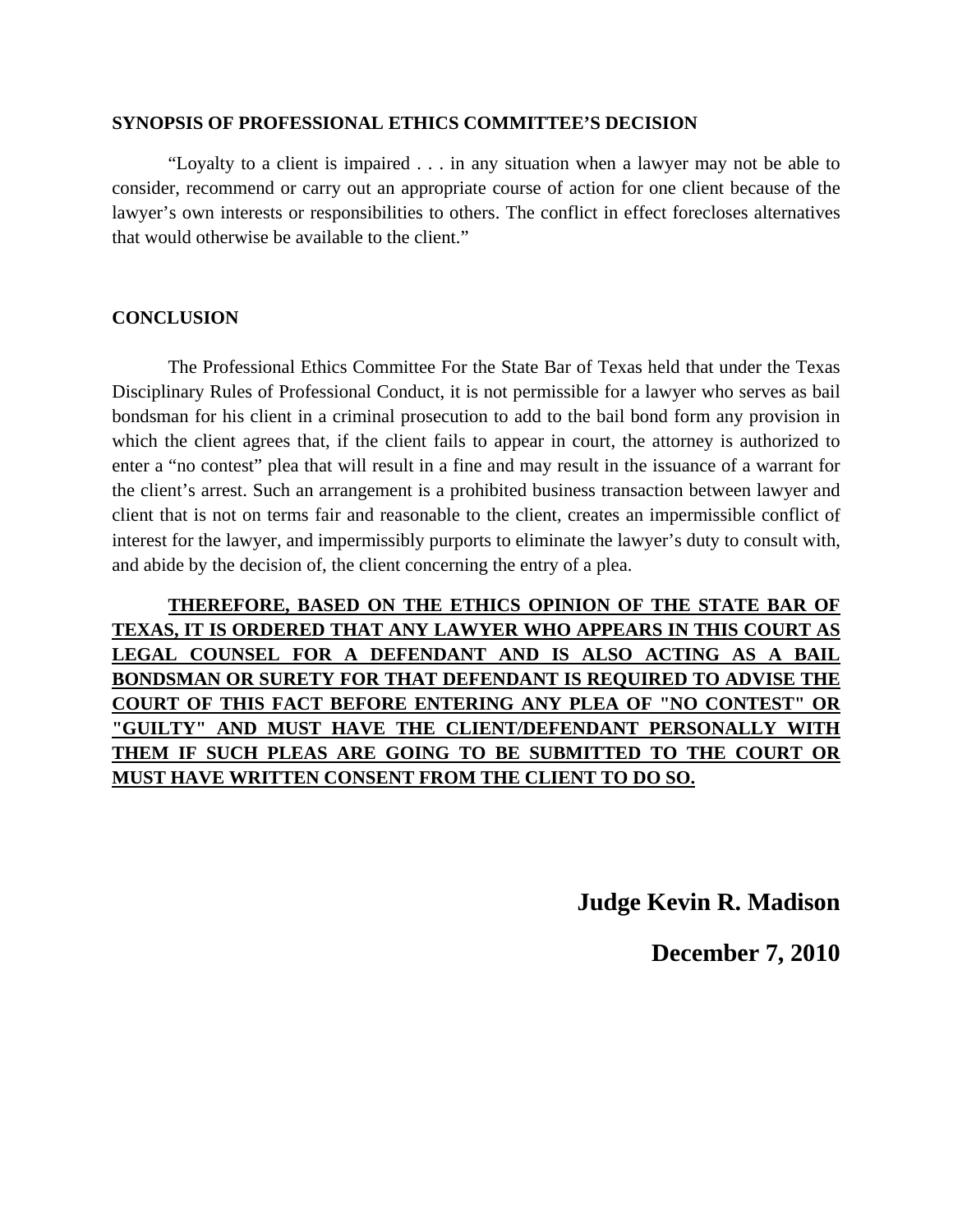**SYNOPSIS OF PROFESSIONAL ETHICS COMMITTEE'S DECISION**

"Loyalty to a client is impaired . . . in any situation when a lawyer may not be able to consider, recommend or carry out an appropriate course of action for one client because of the lawyer's own interests or responsibilities to others. The conflict in effect forecloses alternatives that would otherwise be available to the client."

**CONCLUSION**

The Professional Ethics Committee For the State Bar of Texas held that under the Texas Disciplinary Rules of Professional Conduct, it is not permissible for a lawyer who serves as bail bondsman for his client in a criminal prosecution to add to the bail bond form any provision in which the client agrees that, if the client fails to appear in court, the attorney is authorized to enter a "no contest" plea that will result in a fine and may result in the issuance of a warrant for the client's arrest. Such an arrangement is a prohibited business transaction between lawyer and client that is not on terms fair and reasonable to the client, creates an impermissible conflict of interest for the lawyer, and impermissibly purports to eliminate the lawyer's duty to consult with, and abide by the decision of, the client concerning the entry of a plea.

**<u>THEREFORE, BASED ON THE ETHICS OPINION OF THE STATE BAR OF TEXAS, IT IS ORDERED THAT ANY LAWYER WHO APPEARS IN THIS COURT AS LEGAL COUNSEL FOR A DEFENDANT AND IS ALSO ACTING AS A BAIL BONDSMAN OR SURETY FOR THAT DEFENDANT IS REQUIRED TO ADVISE THE COURT OF THIS FACT BEFORE ENTERING ANY PLEA OF "NO CONTEST" OR "GUILTY" AND MUST HAVE THE CLIENT/DEFENDANT PERSONALLY WITH THEM IF SUCH PLEAS ARE GOING TO BE SUBMITTED TO THE COURT OR MUST HAVE WRITTEN CONSENT FROM THE CLIENT TO DO SO.</u>**

**Judge Kevin R. Madison**

**December 7, 2010**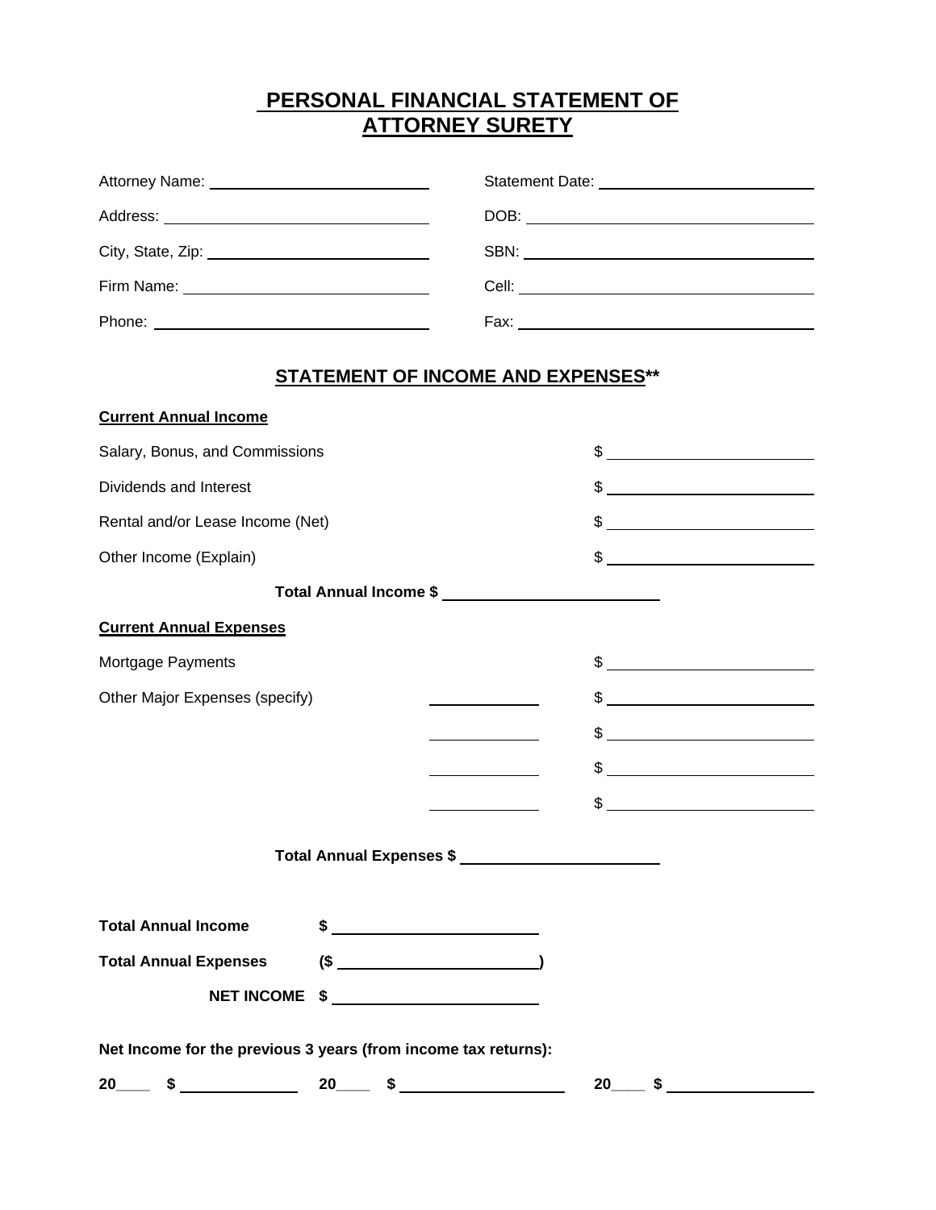# PERSONAL FINANCIAL STATEMENT OF ATTORNEY SURETY

| | |
|---|---|
| Attorney Name: ______________________ | Statement Date: ______________________ |
| Address: ______________________ | DOB: ______________________ |
| City, State, Zip: ______________________ | SBN: ______________________ |
| Firm Name: ______________________ | Cell: ______________________ |
| Phone: ______________________ | Fax: ______________________ |

## STATEMENT OF INCOME AND EXPENSES**

**Current Annual Income**

| | |
|---|---|
| Salary, Bonus, and Commissions | $ ______________________ |
| Dividends and Interest | $ ______________________ |
| Rental and/or Lease Income (Net) | $ ______________________ |
| Other Income (Explain) | $ ______________________ |

**Total Annual Income $** ______________________

**Current Annual Expenses**

| | | |
|---|---|---|
| Mortgage Payments | | $ ______________________ |
| Other Major Expenses (specify) | ____________ | $ ______________________ |
| | ____________ | $ ______________________ |
| | ____________ | $ ______________________ |
| | ____________ | $ ______________________ |

**Total Annual Expenses $** ______________________

| | |
|---|---|
| **Total Annual Income** | **$** ______________________ |
| **Total Annual Expenses** | **($** ______________________**)** |
| **NET INCOME** | **$** ______________________ |

**Net Income for the previous 3 years (from income tax returns):**

**20\_\_\_\_ $** ____________ **20\_\_\_\_ $** ____________ **20\_\_\_\_ $** ____________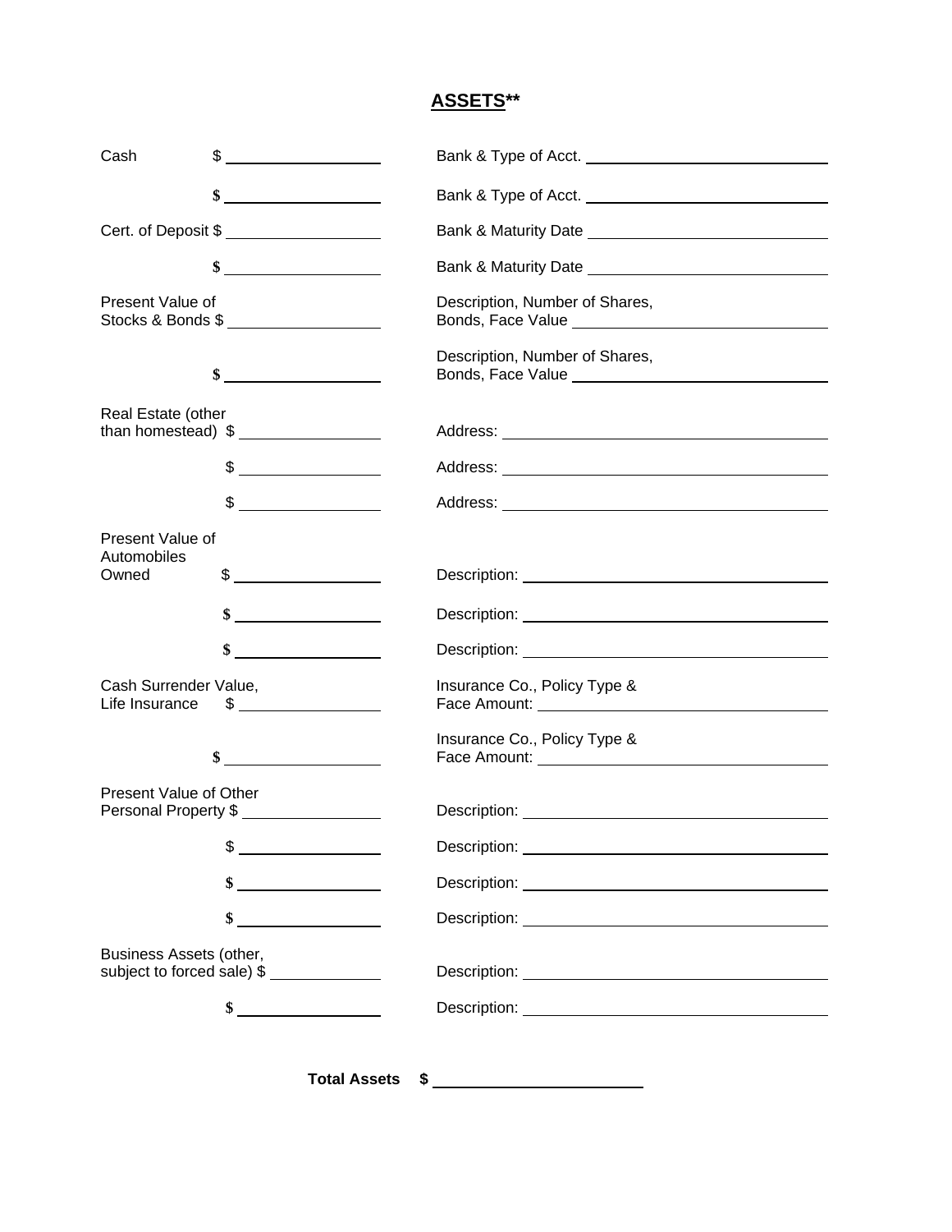# ASSETS**

| | |
|---|---|
| Cash $ ____________ | Bank & Type of Acct. ____________ |
| $ ____________ | Bank & Type of Acct. ____________ |
| Cert. of Deposit $ ____________ | Bank & Maturity Date ____________ |
| $ ____________ | Bank & Maturity Date ____________ |
| Present Value of Stocks & Bonds $ ____________ | Description, Number of Shares, Bonds, Face Value ____________ |
| $ ____________ | Description, Number of Shares, Bonds, Face Value ____________ |
| Real Estate (other than homestead) $ ____________ | Address: ____________ |
| $ ____________ | Address: ____________ |
| $ ____________ | Address: ____________ |
| Present Value of Automobiles Owned $ ____________ | Description: ____________ |
| $ ____________ | Description: ____________ |
| $ ____________ | Description: ____________ |
| Cash Surrender Value, Life Insurance $ ____________ | Insurance Co., Policy Type & Face Amount: ____________ |
| $ ____________ | Insurance Co., Policy Type & Face Amount: ____________ |
| Present Value of Other Personal Property $ ____________ | Description: ____________ |
| $ ____________ | Description: ____________ |
| $ ____________ | Description: ____________ |
| $ ____________ | Description: ____________ |
| Business Assets (other, subject to forced sale) $ ____________ | Description: ____________ |
| $ ____________ | Description: ____________ |

**Total Assets $** ____________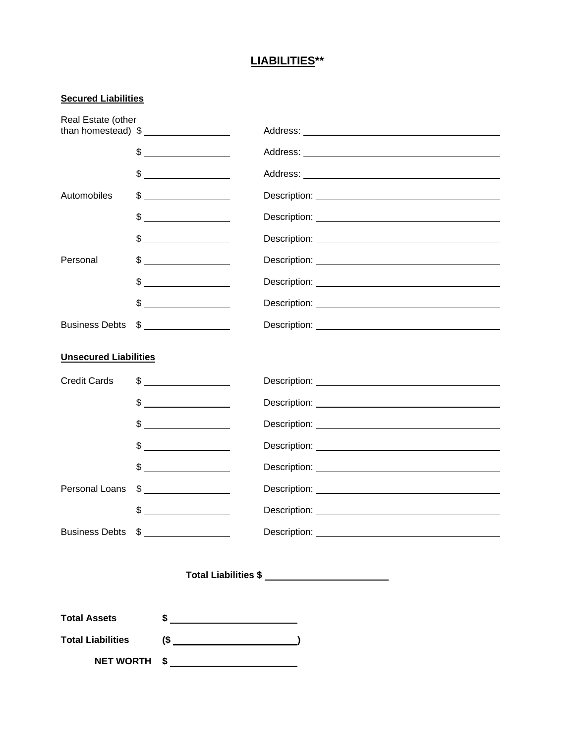# LIABILITIES**

**Secured Liabilities**

| | | |
|---|---|---|
| Real Estate (other than homestead) | $ ________________ | Address: ________________________________ |
| | $ ________________ | Address: ________________________________ |
| | $ ________________ | Address: ________________________________ |
| Automobiles | $ ________________ | Description: ________________________________ |
| | $ ________________ | Description: ________________________________ |
| | $ ________________ | Description: ________________________________ |
| Personal | $ ________________ | Description: ________________________________ |
| | $ ________________ | Description: ________________________________ |
| | $ ________________ | Description: ________________________________ |
| Business Debts | $ ________________ | Description: ________________________________ |

**Unsecured Liabilities**

| | | |
|---|---|---|
| Credit Cards | $ ________________ | Description: ________________________________ |
| | $ ________________ | Description: ________________________________ |
| | $ ________________ | Description: ________________________________ |
| | $ ________________ | Description: ________________________________ |
| | $ ________________ | Description: ________________________________ |
| Personal Loans | $ ________________ | Description: ________________________________ |
| | $ ________________ | Description: ________________________________ |
| Business Debts | $ ________________ | Description: ________________________________ |

**Total Liabilities $** ____________________

**Total Assets** **$** ____________________

**Total Liabilities** **($** ____________________**)**

**NET WORTH** **$** ____________________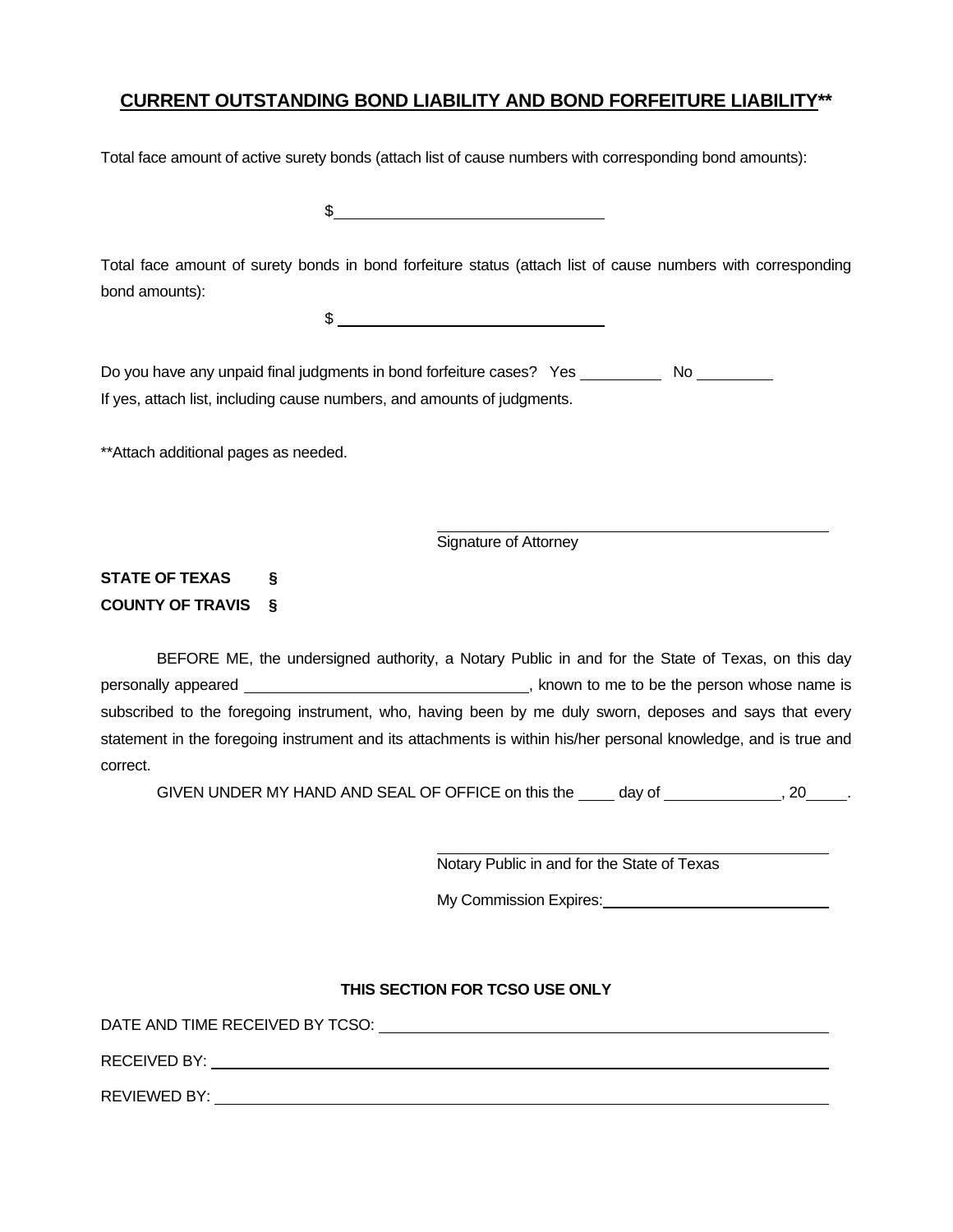## CURRENT OUTSTANDING BOND LIABILITY AND BOND FORFEITURE LIABILITY**

Total face amount of active surety bonds (attach list of cause numbers with corresponding bond amounts):

$______________________________

Total face amount of surety bonds in bond forfeiture status (attach list of cause numbers with corresponding bond amounts):

$ ______________________________

Do you have any unpaid final judgments in bond forfeiture cases? Yes __________ No _________

If yes, attach list, including cause numbers, and amounts of judgments.

**Attach additional pages as needed.

_____________________________________________

Signature of Attorney

**STATE OF TEXAS §**

**COUNTY OF TRAVIS §**

BEFORE ME, the undersigned authority, a Notary Public in and for the State of Texas, on this day personally appeared _________________________________, known to me to be the person whose name is subscribed to the foregoing instrument, who, having been by me duly sworn, deposes and says that every statement in the foregoing instrument and its attachments is within his/her personal knowledge, and is true and correct.

GIVEN UNDER MY HAND AND SEAL OF OFFICE on this the ____ day of _____________, 20_____.

_____________________________________________

Notary Public in and for the State of Texas

My Commission Expires:_________________________

**THIS SECTION FOR TCSO USE ONLY**

DATE AND TIME RECEIVED BY TCSO: ______________________________________________

RECEIVED BY: ______________________________________________________________

REVIEWED BY: ______________________________________________________________